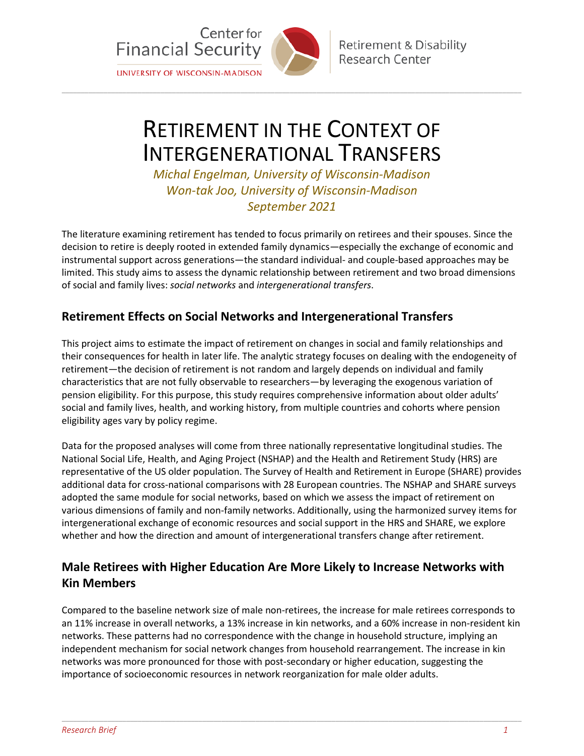Center for Financial Security
UNIVERSITY OF WISCONSIN-MADISON

Retirement & Disability Research Center

# Retirement in the Context of Intergenerational Transfers

*Michal Engelman, University of Wisconsin-Madison*
*Won-tak Joo, University of Wisconsin-Madison*
*September 2021*

The literature examining retirement has tended to focus primarily on retirees and their spouses. Since the decision to retire is deeply rooted in extended family dynamics—especially the exchange of economic and instrumental support across generations—the standard individual- and couple-based approaches may be limited. This study aims to assess the dynamic relationship between retirement and two broad dimensions of social and family lives: *social networks* and *intergenerational transfers*.

## Retirement Effects on Social Networks and Intergenerational Transfers

This project aims to estimate the impact of retirement on changes in social and family relationships and their consequences for health in later life. The analytic strategy focuses on dealing with the endogeneity of retirement—the decision of retirement is not random and largely depends on individual and family characteristics that are not fully observable to researchers—by leveraging the exogenous variation of pension eligibility. For this purpose, this study requires comprehensive information about older adults' social and family lives, health, and working history, from multiple countries and cohorts where pension eligibility ages vary by policy regime.

Data for the proposed analyses will come from three nationally representative longitudinal studies. The National Social Life, Health, and Aging Project (NSHAP) and the Health and Retirement Study (HRS) are representative of the US older population. The Survey of Health and Retirement in Europe (SHARE) provides additional data for cross-national comparisons with 28 European countries. The NSHAP and SHARE surveys adopted the same module for social networks, based on which we assess the impact of retirement on various dimensions of family and non-family networks. Additionally, using the harmonized survey items for intergenerational exchange of economic resources and social support in the HRS and SHARE, we explore whether and how the direction and amount of intergenerational transfers change after retirement.

## Male Retirees with Higher Education Are More Likely to Increase Networks with Kin Members

Compared to the baseline network size of male non-retirees, the increase for male retirees corresponds to an 11% increase in overall networks, a 13% increase in kin networks, and a 60% increase in non-resident kin networks. These patterns had no correspondence with the change in household structure, implying an independent mechanism for social network changes from household rearrangement. The increase in kin networks was more pronounced for those with post-secondary or higher education, suggesting the importance of socioeconomic resources in network reorganization for male older adults.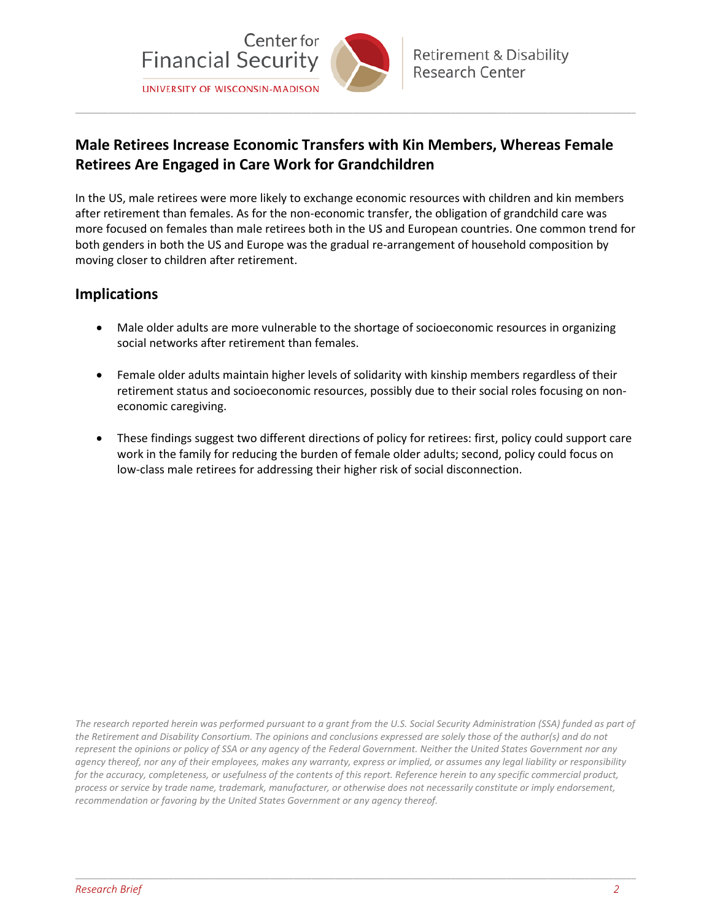## Male Retirees Increase Economic Transfers with Kin Members, Whereas Female Retirees Are Engaged in Care Work for Grandchildren

In the US, male retirees were more likely to exchange economic resources with children and kin members after retirement than females. As for the non-economic transfer, the obligation of grandchild care was more focused on females than male retirees both in the US and European countries. One common trend for both genders in both the US and Europe was the gradual re-arrangement of household composition by moving closer to children after retirement.

## Implications

- Male older adults are more vulnerable to the shortage of socioeconomic resources in organizing social networks after retirement than females.
- Female older adults maintain higher levels of solidarity with kinship members regardless of their retirement status and socioeconomic resources, possibly due to their social roles focusing on non-economic caregiving.
- These findings suggest two different directions of policy for retirees: first, policy could support care work in the family for reducing the burden of female older adults; second, policy could focus on low-class male retirees for addressing their higher risk of social disconnection.

*The research reported herein was performed pursuant to a grant from the U.S. Social Security Administration (SSA) funded as part of the Retirement and Disability Consortium. The opinions and conclusions expressed are solely those of the author(s) and do not represent the opinions or policy of SSA or any agency of the Federal Government. Neither the United States Government nor any agency thereof, nor any of their employees, makes any warranty, express or implied, or assumes any legal liability or responsibility for the accuracy, completeness, or usefulness of the contents of this report. Reference herein to any specific commercial product, process or service by trade name, trademark, manufacturer, or otherwise does not necessarily constitute or imply endorsement, recommendation or favoring by the United States Government or any agency thereof.*